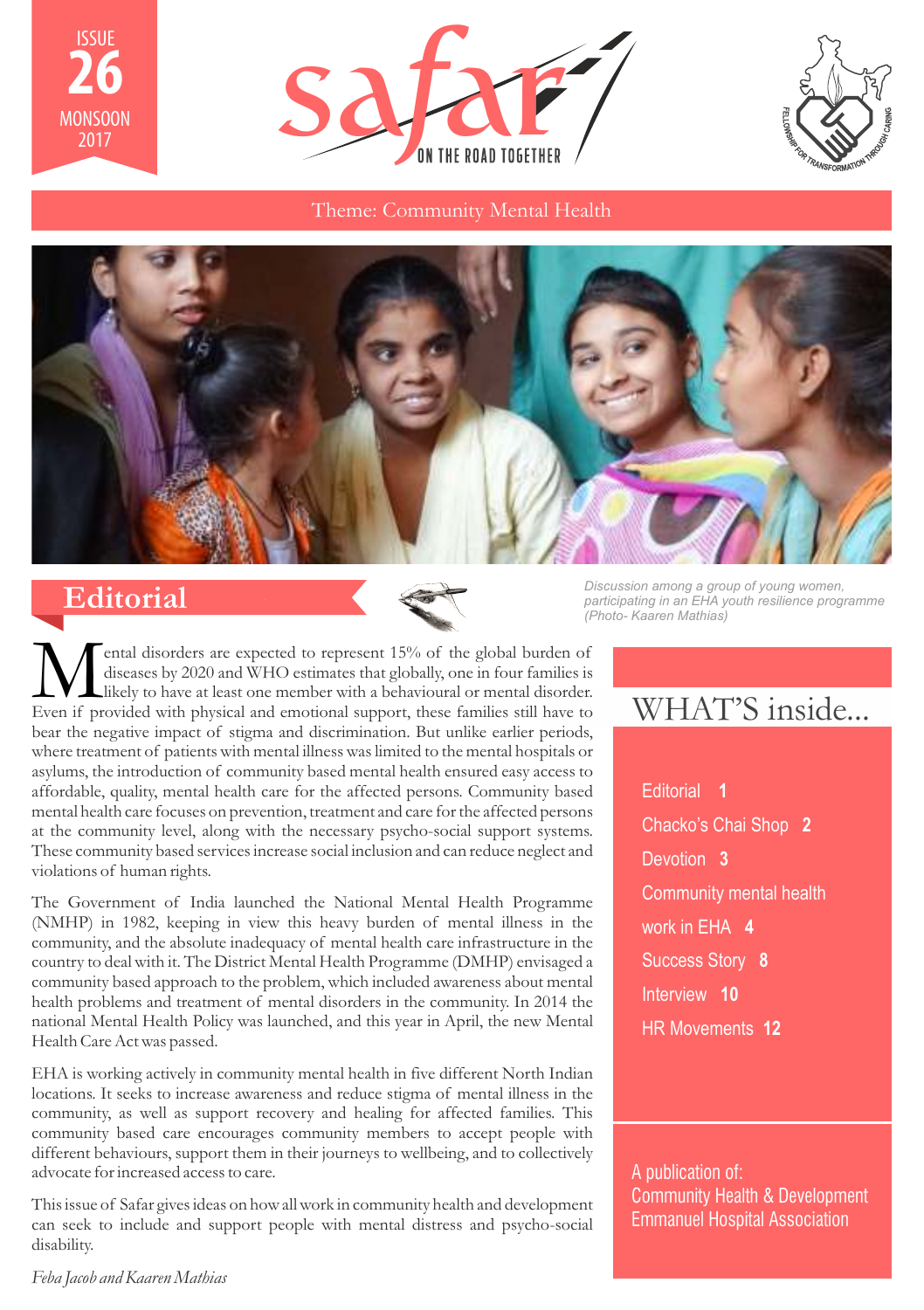ISSUE **26** MONSOON 2017

# safar

ON THE ROAD TOGETHER

FELLOWSHIP FOR TRANSFORMATION THROUGH CARING

Theme: Community Mental Health

*Discussion among a group of young women, participating in an EHA youth resilience programme (Photo- Kaaren Mathias)*

## Editorial

Mental disorders are expected to represent 15% of the global burden of diseases by 2020 and WHO estimates that globally, one in four families is likely to have at least one member with a behavioural or mental disorder. Even if provided with physical and emotional support, these families still have to bear the negative impact of stigma and discrimination. But unlike earlier periods, where treatment of patients with mental illness was limited to the mental hospitals or asylums, the introduction of community based mental health ensured easy access to affordable, quality, mental health care for the affected persons. Community based mental health care focuses on prevention, treatment and care for the affected persons at the community level, along with the necessary psycho-social support systems. These community based services increase social inclusion and can reduce neglect and violations of human rights.

The Government of India launched the National Mental Health Programme (NMHP) in 1982, keeping in view this heavy burden of mental illness in the community, and the absolute inadequacy of mental health care infrastructure in the country to deal with it. The District Mental Health Programme (DMHP) envisaged a community based approach to the problem, which included awareness about mental health problems and treatment of mental disorders in the community. In 2014 the national Mental Health Policy was launched, and this year in April, the new Mental Health Care Act was passed.

EHA is working actively in community mental health in five different North Indian locations. It seeks to increase awareness and reduce stigma of mental illness in the community, as well as support recovery and healing for affected families. This community based care encourages community members to accept people with different behaviours, support them in their journeys to wellbeing, and to collectively advocate for increased access to care.

This issue of Safar gives ideas on how all work in community health and development can seek to include and support people with mental distress and psycho-social disability.

*Feba Jacob and Kaaren Mathias*

## WHAT'S inside...

- Editorial **1**
- Chacko's Chai Shop **2**
- Devotion **3**
- Community mental health work in EHA **4**
- Success Story **8**
- Interview **10**
- HR Movements **12**

A publication of:
Community Health & Development
Emmanuel Hospital Association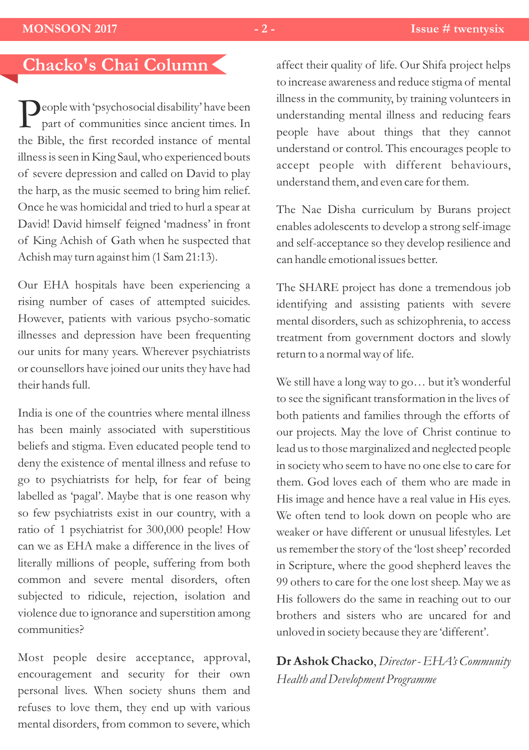## Chacko's Chai Column

People with 'psychosocial disability' have been part of communities since ancient times. In the Bible, the first recorded instance of mental illness is seen in King Saul, who experienced bouts of severe depression and called on David to play the harp, as the music seemed to bring him relief. Once he was homicidal and tried to hurl a spear at David! David himself feigned 'madness' in front of King Achish of Gath when he suspected that Achish may turn against him (1 Sam 21:13).

Our EHA hospitals have been experiencing a rising number of cases of attempted suicides. However, patients with various psycho-somatic illnesses and depression have been frequenting our units for many years. Wherever psychiatrists or counsellors have joined our units they have had their hands full.

India is one of the countries where mental illness has been mainly associated with superstitious beliefs and stigma. Even educated people tend to deny the existence of mental illness and refuse to go to psychiatrists for help, for fear of being labelled as 'pagal'. Maybe that is one reason why so few psychiatrists exist in our country, with a ratio of 1 psychiatrist for 300,000 people! How can we as EHA make a difference in the lives of literally millions of people, suffering from both common and severe mental disorders, often subjected to ridicule, rejection, isolation and violence due to ignorance and superstition among communities?

Most people desire acceptance, approval, encouragement and security for their own personal lives. When society shuns them and refuses to love them, they end up with various mental disorders, from common to severe, which affect their quality of life. Our Shifa project helps to increase awareness and reduce stigma of mental illness in the community, by training volunteers in understanding mental illness and reducing fears people have about things that they cannot understand or control. This encourages people to accept people with different behaviours, understand them, and even care for them.

The Nae Disha curriculum by Burans project enables adolescents to develop a strong self-image and self-acceptance so they develop resilience and can handle emotional issues better.

The SHARE project has done a tremendous job identifying and assisting patients with severe mental disorders, such as schizophrenia, to access treatment from government doctors and slowly return to a normal way of life.

We still have a long way to go… but it's wonderful to see the significant transformation in the lives of both patients and families through the efforts of our projects. May the love of Christ continue to lead us to those marginalized and neglected people in society who seem to have no one else to care for them. God loves each of them who are made in His image and hence have a real value in His eyes. We often tend to look down on people who are weaker or have different or unusual lifestyles. Let us remember the story of the 'lost sheep' recorded in Scripture, where the good shepherd leaves the 99 others to care for the one lost sheep. May we as His followers do the same in reaching out to our brothers and sisters who are uncared for and unloved in society because they are 'different'.

**Dr Ashok Chacko**, *Director - EHA's Community Health and Development Programme*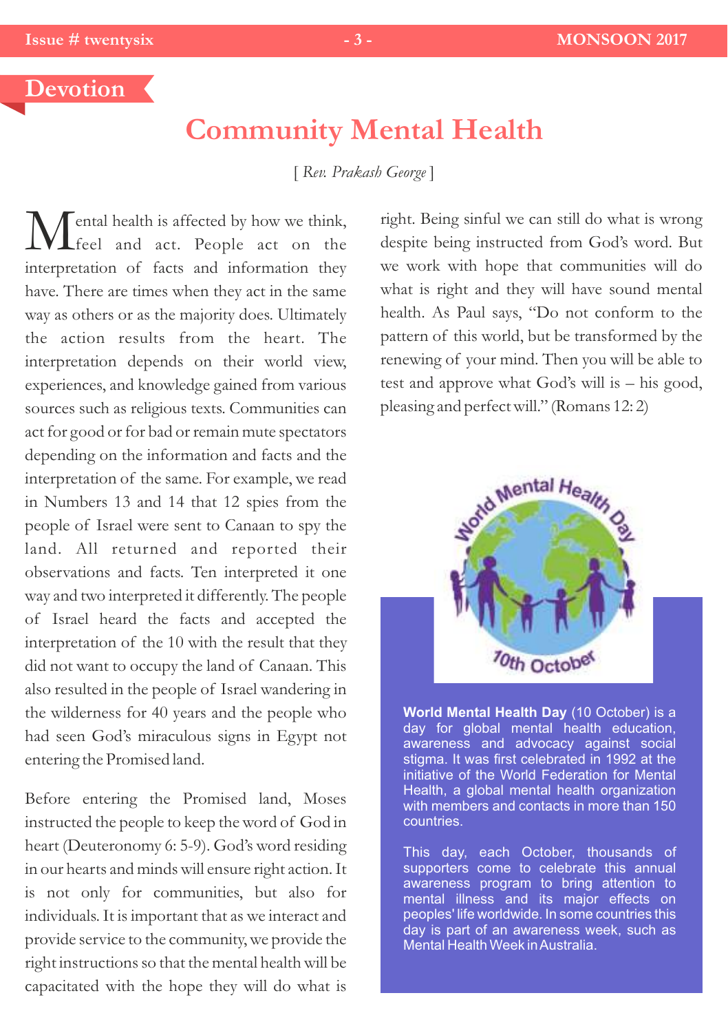## Devotion

# Community Mental Health

*[ Rev. Prakash George ]*

Mental health is affected by how we think, feel and act. People act on the interpretation of facts and information they have. There are times when they act in the same way as others or as the majority does. Ultimately the action results from the heart. The interpretation depends on their world view, experiences, and knowledge gained from various sources such as religious texts. Communities can act for good or for bad or remain mute spectators depending on the information and facts and the interpretation of the same. For example, we read in Numbers 13 and 14 that 12 spies from the people of Israel were sent to Canaan to spy the land. All returned and reported their observations and facts. Ten interpreted it one way and two interpreted it differently. The people of Israel heard the facts and accepted the interpretation of the 10 with the result that they did not want to occupy the land of Canaan. This also resulted in the people of Israel wandering in the wilderness for 40 years and the people who had seen God's miraculous signs in Egypt not entering the Promised land.

Before entering the Promised land, Moses instructed the people to keep the word of God in heart (Deuteronomy 6: 5-9). God's word residing in our hearts and minds will ensure right action. It is not only for communities, but also for individuals. It is important that as we interact and provide service to the community, we provide the right instructions so that the mental health will be capacitated with the hope they will do what is right. Being sinful we can still do what is wrong despite being instructed from God's word. But we work with hope that communities will do what is right and they will have sound mental health. As Paul says, "Do not conform to the pattern of this world, but be transformed by the renewing of your mind. Then you will be able to test and approve what God's will is – his good, pleasing and perfect will." (Romans 12: 2)

**World Mental Health Day** (10 October) is a day for global mental health education, awareness and advocacy against social stigma. It was first celebrated in 1992 at the initiative of the World Federation for Mental Health, a global mental health organization with members and contacts in more than 150 countries.

This day, each October, thousands of supporters come to celebrate this annual awareness program to bring attention to mental illness and its major effects on peoples' life worldwide. In some countries this day is part of an awareness week, such as Mental Health Week in Australia.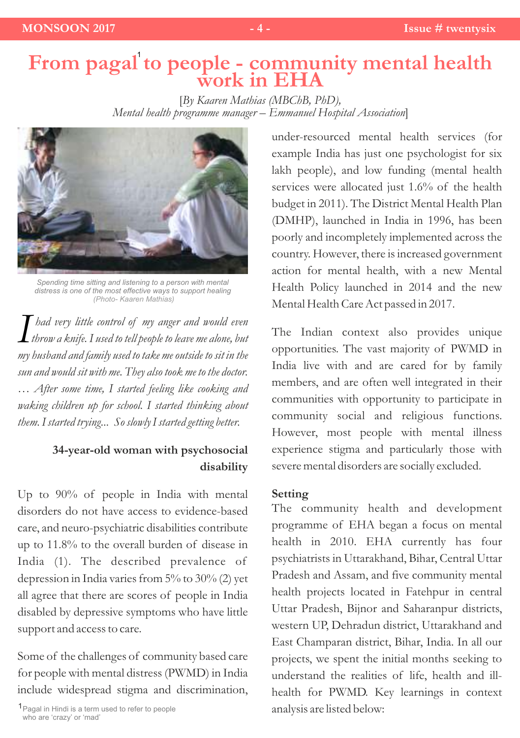# From pagal[1] to people - community mental health work in EHA

[*By Kaaren Mathias (MBChB, PhD), Mental health programme manager – Emmanuel Hospital Association*]

Spending time sitting and listening to a person with mental distress is one of the most effective ways to support healing (Photo- Kaaren Mathias)

*I had very little control of my anger and would even throw a knife. I used to tell people to leave me alone, but my husband and family used to take me outside to sit in the sun and would sit with me. They also took me to the doctor. … After some time, I started feeling like cooking and waking children up for school. I started thinking about them. I started trying... So slowly I started getting better.*

**34-year-old woman with psychosocial disability**

Up to 90% of people in India with mental disorders do not have access to evidence-based care, and neuro-psychiatric disabilities contribute up to 11.8% to the overall burden of disease in India (1). The described prevalence of depression in India varies from 5% to 30% (2) yet all agree that there are scores of people in India disabled by depressive symptoms who have little support and access to care.

Some of the challenges of community based care for people with mental distress (PWMD) in India include widespread stigma and discrimination, under-resourced mental health services (for example India has just one psychologist for six lakh people), and low funding (mental health services were allocated just 1.6% of the health budget in 2011). The District Mental Health Plan (DMHP), launched in India in 1996, has been poorly and incompletely implemented across the country. However, there is increased government action for mental health, with a new Mental Health Policy launched in 2014 and the new Mental Health Care Act passed in 2017.

The Indian context also provides unique opportunities. The vast majority of PWMD in India live with and are cared for by family members, and are often well integrated in their communities with opportunity to participate in community social and religious functions. However, most people with mental illness experience stigma and particularly those with severe mental disorders are socially excluded.

**Setting**

The community health and development programme of EHA began a focus on mental health in 2010. EHA currently has four psychiatrists in Uttarakhand, Bihar, Central Uttar Pradesh and Assam, and five community mental health projects located in Fatehpur in central Uttar Pradesh, Bijnor and Saharanpur districts, western UP, Dehradun district, Uttarakhand and East Champaran district, Bihar, India. In all our projects, we spent the initial months seeking to understand the realities of life, health and ill-health for PWMD. Key learnings in context analysis are listed below:

[1] Pagal in Hindi is a term used to refer to people who are 'crazy' or 'mad'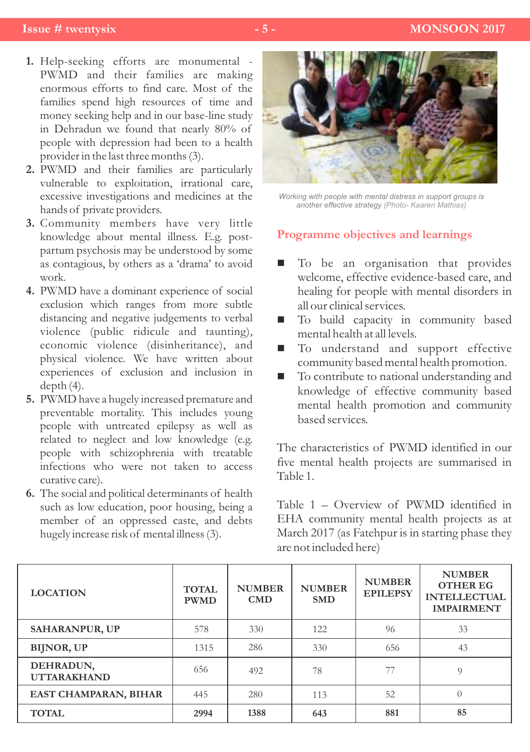1. Help-seeking efforts are monumental - PWMD and their families are making enormous efforts to find care. Most of the families spend high resources of time and money seeking help and in our base-line study in Dehradun we found that nearly 80% of people with depression had been to a health provider in the last three months (3).
2. PWMD and their families are particularly vulnerable to exploitation, irrational care, excessive investigations and medicines at the hands of private providers.
3. Community members have very little knowledge about mental illness. E.g. post-partum psychosis may be understood by some as contagious, by others as a 'drama' to avoid work.
4. PWMD have a dominant experience of social exclusion which ranges from more subtle distancing and negative judgements to verbal violence (public ridicule and taunting), economic violence (disinheritance), and physical violence. We have written about experiences of exclusion and inclusion in depth (4).
5. PWMD have a hugely increased premature and preventable mortality. This includes young people with untreated epilepsy as well as related to neglect and low knowledge (e.g. people with schizophrenia with treatable infections who were not taken to access curative care).
6. The social and political determinants of health such as low education, poor housing, being a member of an oppressed caste, and debts hugely increase risk of mental illness (3).

*Working with people with mental distress in support groups is another effective strategy (Photo- Kaaren Mathias)*

## Programme objectives and learnings

- To be an organisation that provides welcome, effective evidence-based care, and healing for people with mental disorders in all our clinical services.
- To build capacity in community based mental health at all levels.
- To understand and support effective community based mental health promotion.
- To contribute to national understanding and knowledge of effective community based mental health promotion and community based services.

The characteristics of PWMD identified in our five mental health projects are summarised in Table 1.

Table 1 – Overview of PWMD identified in EHA community mental health projects as at March 2017 (as Fatehpur is in starting phase they are not included here)

| LOCATION | TOTAL PWMD | NUMBER CMD | NUMBER SMD | NUMBER EPILEPSY | NUMBER OTHER EG INTELLECTUAL IMPAIRMENT |
|---|---|---|---|---|---|
| SAHARANPUR, UP | 578 | 330 | 122 | 96 | 33 |
| BIJNOR, UP | 1315 | 286 | 330 | 656 | 43 |
| DEHRADUN, UTTARAKHAND | 656 | 492 | 78 | 77 | 9 |
| EAST CHAMPARAN, BIHAR | 445 | 280 | 113 | 52 | 0 |
| **TOTAL** | **2994** | **1388** | **643** | **881** | **85** |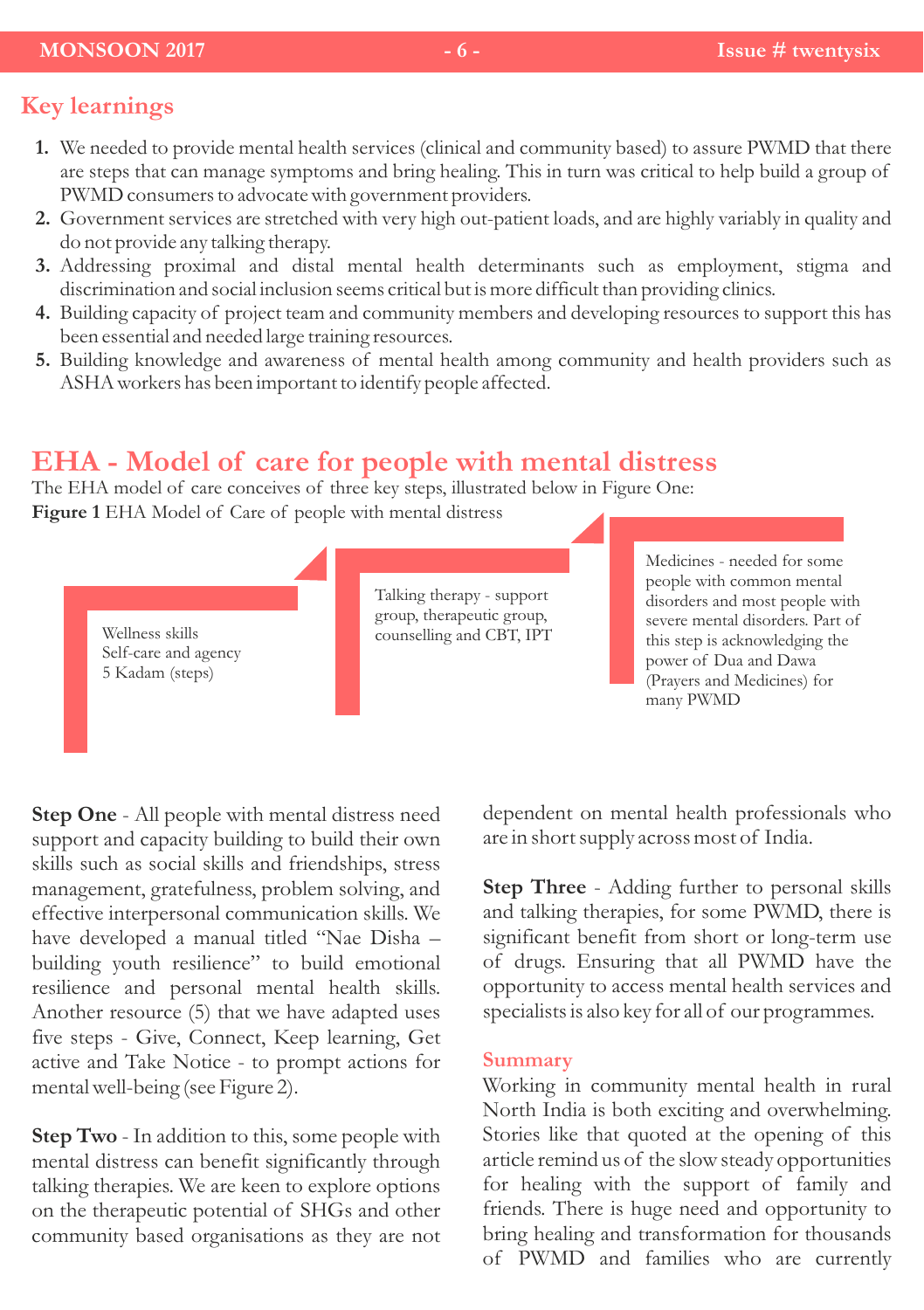## Key learnings

1. We needed to provide mental health services (clinical and community based) to assure PWMD that there are steps that can manage symptoms and bring healing. This in turn was critical to help build a group of PWMD consumers to advocate with government providers.
2. Government services are stretched with very high out-patient loads, and are highly variably in quality and do not provide any talking therapy.
3. Addressing proximal and distal mental health determinants such as employment, stigma and discrimination and social inclusion seems critical but is more difficult than providing clinics.
4. Building capacity of project team and community members and developing resources to support this has been essential and needed large training resources.
5. Building knowledge and awareness of mental health among community and health providers such as ASHA workers has been important to identify people affected.

## EHA - Model of care for people with mental distress

The EHA model of care conceives of three key steps, illustrated below in Figure One:

**Figure 1** EHA Model of Care of people with mental distress

Wellness skills
Self-care and agency
5 Kadam (steps)

Talking therapy - support group, therapeutic group, counselling and CBT, IPT

Medicines - needed for some people with common mental disorders and most people with severe mental disorders. Part of this step is acknowledging the power of Dua and Dawa (Prayers and Medicines) for many PWMD

**Step One** - All people with mental distress need support and capacity building to build their own skills such as social skills and friendships, stress management, gratefulness, problem solving, and effective interpersonal communication skills. We have developed a manual titled "Nae Disha – building youth resilience" to build emotional resilience and personal mental health skills. Another resource (5) that we have adapted uses five steps - Give, Connect, Keep learning, Get active and Take Notice - to prompt actions for mental well-being (see Figure 2).

**Step Two** - In addition to this, some people with mental distress can benefit significantly through talking therapies. We are keen to explore options on the therapeutic potential of SHGs and other community based organisations as they are not dependent on mental health professionals who are in short supply across most of India.

**Step Three** - Adding further to personal skills and talking therapies, for some PWMD, there is significant benefit from short or long-term use of drugs. Ensuring that all PWMD have the opportunity to access mental health services and specialists is also key for all of our programmes.

### Summary

Working in community mental health in rural North India is both exciting and overwhelming. Stories like that quoted at the opening of this article remind us of the slow steady opportunities for healing with the support of family and friends. There is huge need and opportunity to bring healing and transformation for thousands of PWMD and families who are currently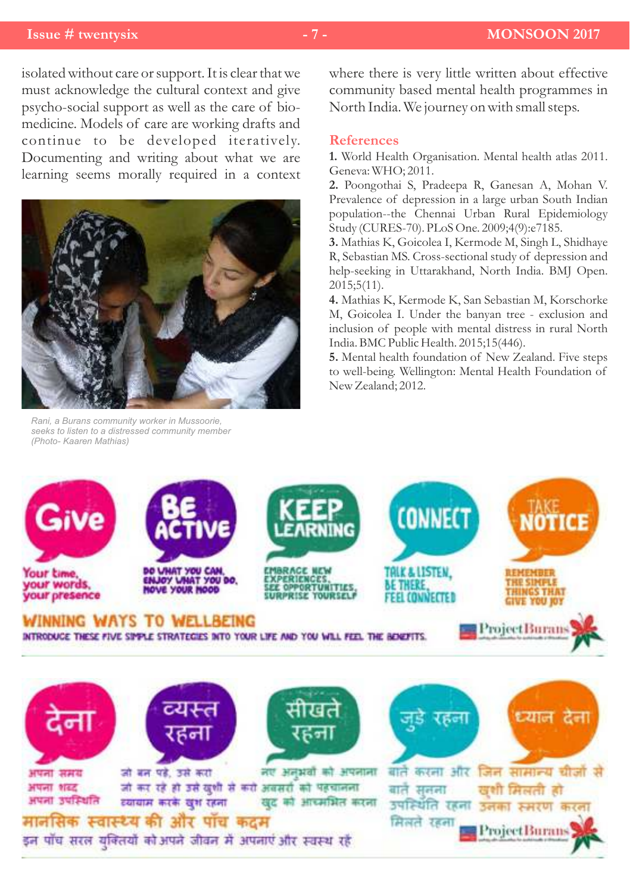isolated without care or support. It is clear that we must acknowledge the cultural context and give psycho-social support as well as the care of bio-medicine. Models of care are working drafts and continue to be developed iteratively. Documenting and writing about what we are learning seems morally required in a context where there is very little written about effective community based mental health programmes in North India. We journey on with small steps.

Rani, a Burans community worker in Mussoorie, seeks to listen to a distressed community member (Photo- Kaaren Mathias)

## References

**1.** World Health Organisation. Mental health atlas 2011. Geneva: WHO; 2011.

**2.** Poongothai S, Pradeepa R, Ganesan A, Mohan V. Prevalence of depression in a large urban South Indian population--the Chennai Urban Rural Epidemiology Study (CURES-70). PLoS One. 2009;4(9):e7185.

**3.** Mathias K, Goicolea I, Kermode M, Singh L, Shidhaye R, Sebastian MS. Cross-sectional study of depression and help-seeking in Uttarakhand, North India. BMJ Open. 2015;5(11).

**4.** Mathias K, Kermode K, San Sebastian M, Korschorke M, Goicolea I. Under the banyan tree - exclusion and inclusion of people with mental distress in rural North India. BMC Public Health. 2015;15(446).

**5.** Mental health foundation of New Zealand. Five steps to well-being. Wellington: Mental Health Foundation of New Zealand; 2012.

**Give** — Your time, your words, your presence

**Be Active** — Do what you can, enjoy what you do, move your mood

**Keep Learning** — Embrace new experiences, see opportunities, surprise yourself

**Connect** — Talk & listen, be there, feel connected

**Take Notice** — Remember the simple things that give you joy

**WINNING WAYS TO WELLBEING**

INTRODUCE THESE FIVE SIMPLE STRATEGIES INTO YOUR LIFE AND YOU WILL FEEL THE BENEFITS.

Project Burans

**देना** — अपना समय, अपना शब्द, अपना उपस्थिति

**व्यस्त रहना** — जो बन पड़े, उसे करो, जो कर रहे हो उसे खुशी से करो, व्यायाम करके खुश रहना

**सीखते रहना** — नए अनुभवों को अपनाना, अवसरों को पहचानना, खुद को आश्चर्यित करना

**जुड़े रहना** — बातें करना और बातें सुनना, उपस्थिति रहना, मिलते रहना

**ध्यान देना** — जिन सामान्य चीज़ों से खुशी मिलती हो उनका स्मरण करना

**मानसिक स्वास्थ्य की ओर पाँच कदम**

इन पाँच सरल युक्तियों को अपने जीवन में अपनाएं और स्वस्थ रहें

Project Burans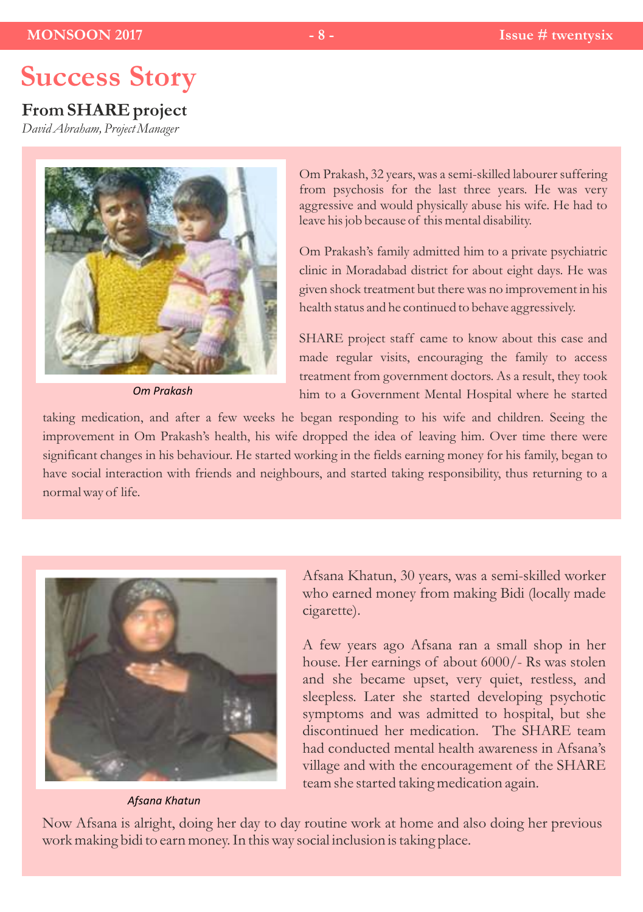# Success Story

## From SHARE project

*David Abraham, Project Manager*

Om Prakash, 32 years, was a semi-skilled labourer suffering from psychosis for the last three years. He was very aggressive and would physically abuse his wife. He had to leave his job because of this mental disability.

Om Prakash's family admitted him to a private psychiatric clinic in Moradabad district for about eight days. He was given shock treatment but there was no improvement in his health status and he continued to behave aggressively.

SHARE project staff came to know about this case and made regular visits, encouraging the family to access treatment from government doctors. As a result, they took him to a Government Mental Hospital where he started taking medication, and after a few weeks he began responding to his wife and children. Seeing the improvement in Om Prakash's health, his wife dropped the idea of leaving him. Over time there were significant changes in his behaviour. He started working in the fields earning money for his family, began to have social interaction with friends and neighbours, and started taking responsibility, thus returning to a normal way of life.

*Om Prakash*

Afsana Khatun, 30 years, was a semi-skilled worker who earned money from making Bidi (locally made cigarette).

A few years ago Afsana ran a small shop in her house. Her earnings of about 6000/- Rs was stolen and she became upset, very quiet, restless, and sleepless. Later she started developing psychotic symptoms and was admitted to hospital, but she discontinued her medication. The SHARE team had conducted mental health awareness in Afsana's village and with the encouragement of the SHARE team she started taking medication again.

Now Afsana is alright, doing her day to day routine work at home and also doing her previous work making bidi to earn money. In this way social inclusion is taking place.

*Afsana Khatun*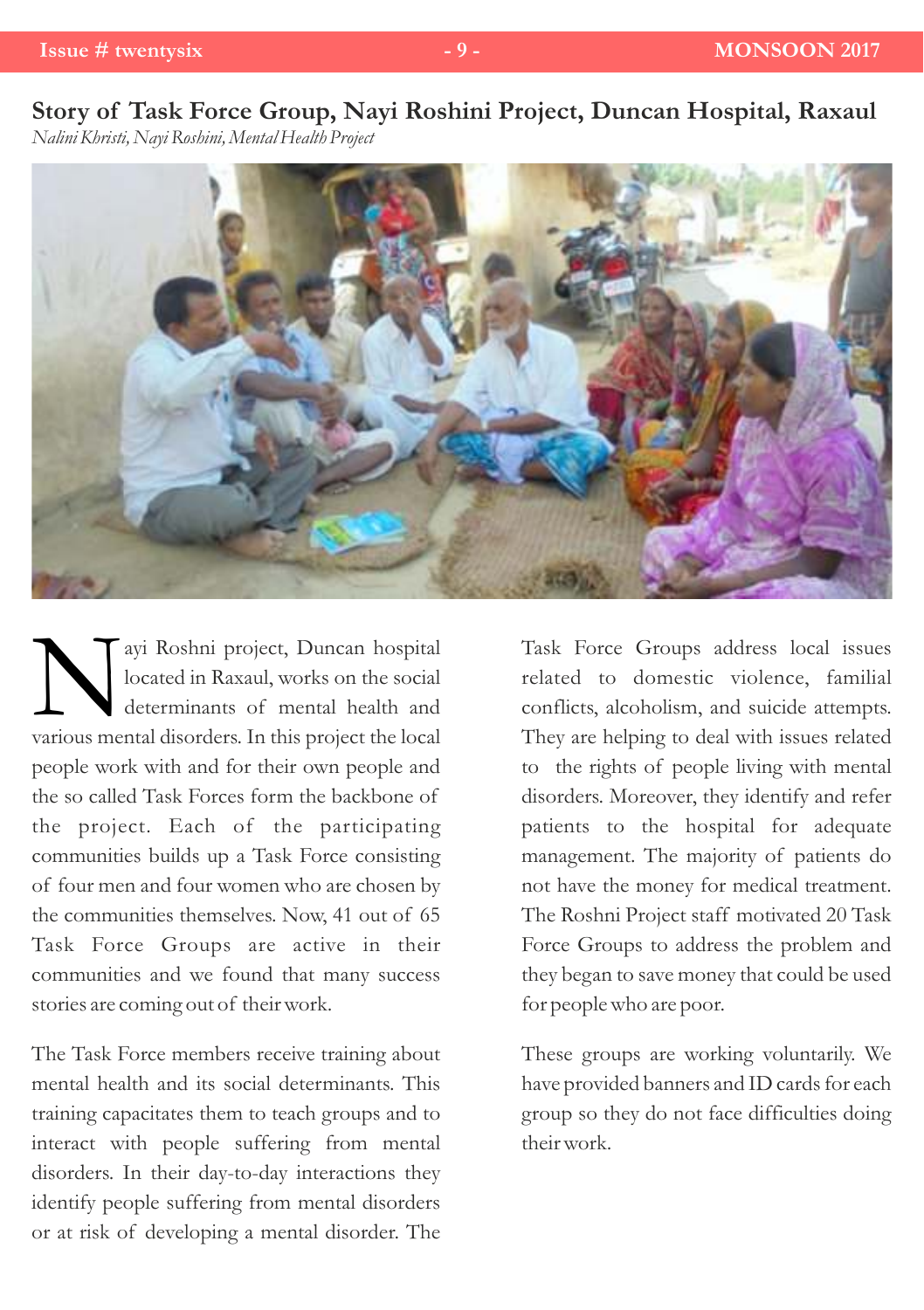## Story of Task Force Group, Nayi Roshini Project, Duncan Hospital, Raxaul

*Nalini Khristi, Nayi Roshini, Mental Health Project*

Nayi Roshni project, Duncan hospital located in Raxaul, works on the social determinants of mental health and various mental disorders. In this project the local people work with and for their own people and the so called Task Forces form the backbone of the project. Each of the participating communities builds up a Task Force consisting of four men and four women who are chosen by the communities themselves. Now, 41 out of 65 Task Force Groups are active in their communities and we found that many success stories are coming out of their work.

The Task Force members receive training about mental health and its social determinants. This training capacitates them to teach groups and to interact with people suffering from mental disorders. In their day-to-day interactions they identify people suffering from mental disorders or at risk of developing a mental disorder. The Task Force Groups address local issues related to domestic violence, familial conflicts, alcoholism, and suicide attempts. They are helping to deal with issues related to the rights of people living with mental disorders. Moreover, they identify and refer patients to the hospital for adequate management. The majority of patients do not have the money for medical treatment. The Roshni Project staff motivated 20 Task Force Groups to address the problem and they began to save money that could be used for people who are poor.

These groups are working voluntarily. We have provided banners and ID cards for each group so they do not face difficulties doing their work.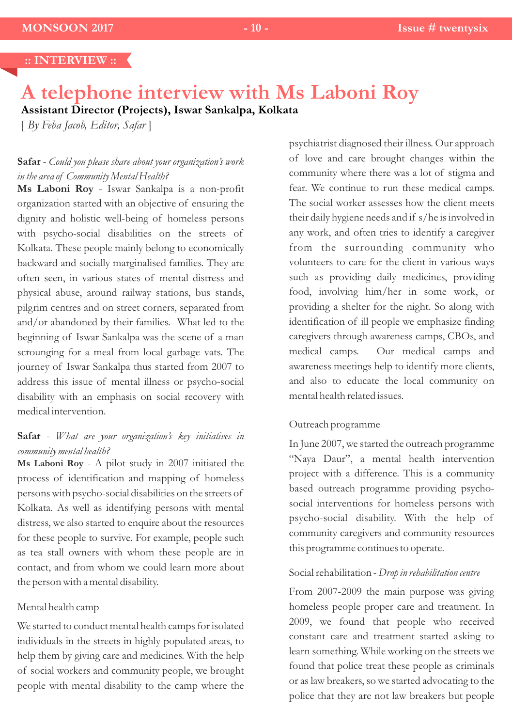:: INTERVIEW ::

# A telephone interview with Ms Laboni Roy

**Assistant Director (Projects), Iswar Sankalpa, Kolkata**

[ *By Feba Jacob, Editor, Safar* ]

**Safar** - *Could you please share about your organization's work in the area of Community Mental Health?*

**Ms Laboni Roy** - Iswar Sankalpa is a non-profit organization started with an objective of ensuring the dignity and holistic well-being of homeless persons with psycho-social disabilities on the streets of Kolkata. These people mainly belong to economically backward and socially marginalised families. They are often seen, in various states of mental distress and physical abuse, around railway stations, bus stands, pilgrim centres and on street corners, separated from and/or abandoned by their families. What led to the beginning of Iswar Sankalpa was the scene of a man scrounging for a meal from local garbage vats. The journey of Iswar Sankalpa thus started from 2007 to address this issue of mental illness or psycho-social disability with an emphasis on social recovery with medical intervention.

**Safar** - *What are your organization's key initiatives in community mental health?*

**Ms Laboni Roy** - A pilot study in 2007 initiated the process of identification and mapping of homeless persons with psycho-social disabilities on the streets of Kolkata. As well as identifying persons with mental distress, we also started to enquire about the resources for these people to survive. For example, people such as tea stall owners with whom these people are in contact, and from whom we could learn more about the person with a mental disability.

Mental health camp

We started to conduct mental health camps for isolated individuals in the streets in highly populated areas, to help them by giving care and medicines. With the help of social workers and community people, we brought people with mental disability to the camp where the psychiatrist diagnosed their illness. Our approach of love and care brought changes within the community where there was a lot of stigma and fear. We continue to run these medical camps. The social worker assesses how the client meets their daily hygiene needs and if s/he is involved in any work, and often tries to identify a caregiver from the surrounding community who volunteers to care for the client in various ways such as providing daily medicines, providing food, involving him/her in some work, or providing a shelter for the night. So along with identification of ill people we emphasize finding caregivers through awareness camps, CBOs, and medical camps. Our medical camps and awareness meetings help to identify more clients, and also to educate the local community on mental health related issues.

Outreach programme

In June 2007, we started the outreach programme "Naya Daur", a mental health intervention project with a difference. This is a community based outreach programme providing psycho-social interventions for homeless persons with psycho-social disability. With the help of community caregivers and community resources this programme continues to operate.

Social rehabilitation - *Drop in rehabilitation centre*

From 2007-2009 the main purpose was giving homeless people proper care and treatment. In 2009, we found that people who received constant care and treatment started asking to learn something. While working on the streets we found that police treat these people as criminals or as law breakers, so we started advocating to the police that they are not law breakers but people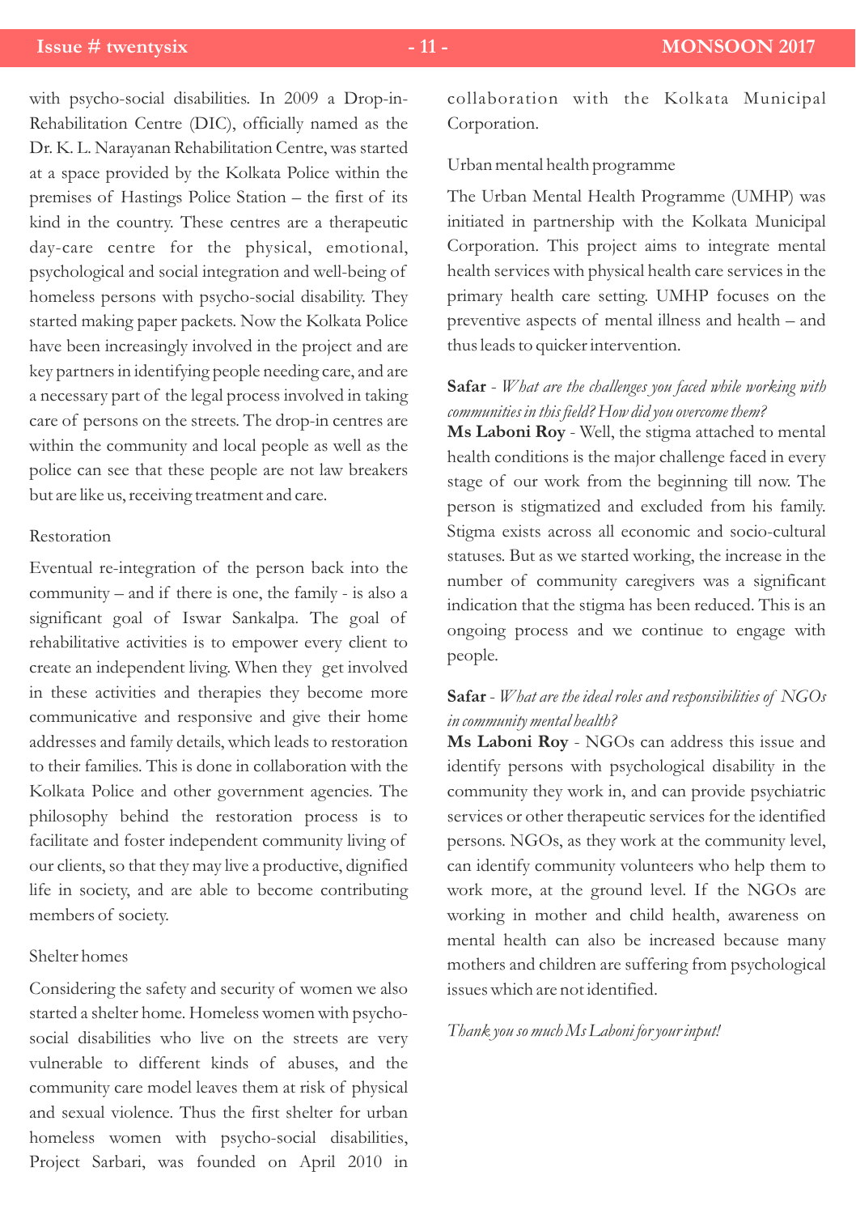with psycho-social disabilities. In 2009 a Drop-in-Rehabilitation Centre (DIC), officially named as the Dr. K. L. Narayanan Rehabilitation Centre, was started at a space provided by the Kolkata Police within the premises of Hastings Police Station – the first of its kind in the country. These centres are a therapeutic day-care centre for the physical, emotional, psychological and social integration and well-being of homeless persons with psycho-social disability. They started making paper packets. Now the Kolkata Police have been increasingly involved in the project and are key partners in identifying people needing care, and are a necessary part of the legal process involved in taking care of persons on the streets. The drop-in centres are within the community and local people as well as the police can see that these people are not law breakers but are like us, receiving treatment and care.

### Restoration

Eventual re-integration of the person back into the community – and if there is one, the family - is also a significant goal of Iswar Sankalpa. The goal of rehabilitative activities is to empower every client to create an independent living. When they get involved in these activities and therapies they become more communicative and responsive and give their home addresses and family details, which leads to restoration to their families. This is done in collaboration with the Kolkata Police and other government agencies. The philosophy behind the restoration process is to facilitate and foster independent community living of our clients, so that they may live a productive, dignified life in society, and are able to become contributing members of society.

### Shelter homes

Considering the safety and security of women we also started a shelter home. Homeless women with psycho-social disabilities who live on the streets are very vulnerable to different kinds of abuses, and the community care model leaves them at risk of physical and sexual violence. Thus the first shelter for urban homeless women with psycho-social disabilities, Project Sarbari, was founded on April 2010 in collaboration with the Kolkata Municipal Corporation.

### Urban mental health programme

The Urban Mental Health Programme (UMHP) was initiated in partnership with the Kolkata Municipal Corporation. This project aims to integrate mental health services with physical health care services in the primary health care setting. UMHP focuses on the preventive aspects of mental illness and health – and thus leads to quicker intervention.

**Safar** - *What are the challenges you faced while working with communities in this field? How did you overcome them?*

**Ms Laboni Roy** - Well, the stigma attached to mental health conditions is the major challenge faced in every stage of our work from the beginning till now. The person is stigmatized and excluded from his family. Stigma exists across all economic and socio-cultural statuses. But as we started working, the increase in the number of community caregivers was a significant indication that the stigma has been reduced. This is an ongoing process and we continue to engage with people.

**Safar** - *What are the ideal roles and responsibilities of NGOs in community mental health?*

**Ms Laboni Roy** - NGOs can address this issue and identify persons with psychological disability in the community they work in, and can provide psychiatric services or other therapeutic services for the identified persons. NGOs, as they work at the community level, can identify community volunteers who help them to work more, at the ground level. If the NGOs are working in mother and child health, awareness on mental health can also be increased because many mothers and children are suffering from psychological issues which are not identified.

*Thank you so much Ms Laboni for your input!*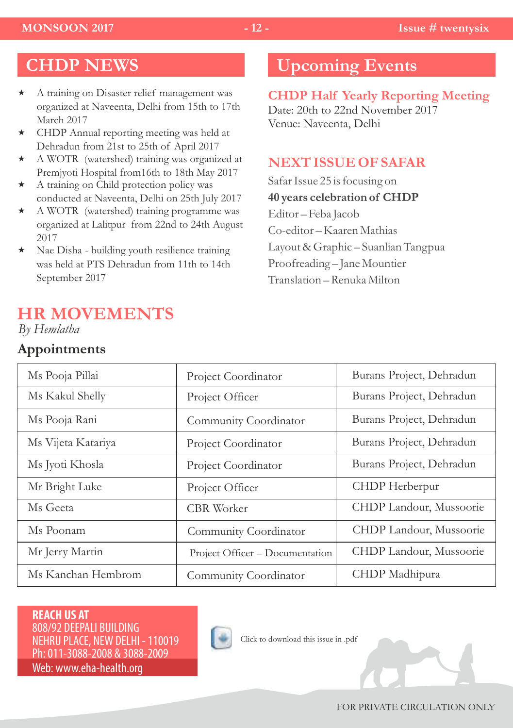## CHDP NEWS

- A training on Disaster relief management was organized at Naveenta, Delhi from 15th to 17th March 2017
- CHDP Annual reporting meeting was held at Dehradun from 21st to 25th of April 2017
- A WOTR (watershed) training was organized at Premjyoti Hospital from16th to 18th May 2017
- A training on Child protection policy was conducted at Naveenta, Delhi on 25th July 2017
- A WOTR (watershed) training programme was organized at Lalitpur from 22nd to 24th August 2017
- Nae Disha - building youth resilience training was held at PTS Dehradun from 11th to 14th September 2017

## Upcoming Events

### CHDP Half Yearly Reporting Meeting

Date: 20th to 22nd November 2017
Venue: Naveenta, Delhi

### NEXT ISSUE OF SAFAR

Safar Issue 25 is focusing on
**40 years celebration of CHDP**
Editor – Feba Jacob
Co-editor – Kaaren Mathias
Layout & Graphic – Suanlian Tangpua
Proofreading – Jane Mountier
Translation – Renuka Milton

## HR MOVEMENTS

*By Hemlatha*

### Appointments

| | | |
|---|---|---|
| Ms Pooja Pillai | Project Coordinator | Burans Project, Dehradun |
| Ms Kakul Shelly | Project Officer | Burans Project, Dehradun |
| Ms Pooja Rani | Community Coordinator | Burans Project, Dehradun |
| Ms Vijeta Katariya | Project Coordinator | Burans Project, Dehradun |
| Ms Jyoti Khosla | Project Coordinator | Burans Project, Dehradun |
| Mr Bright Luke | Project Officer | CHDP Herberpur |
| Ms Geeta | CBR Worker | CHDP Landour, Mussoorie |
| Ms Poonam | Community Coordinator | CHDP Landour, Mussoorie |
| Mr Jerry Martin | Project Officer – Documentation | CHDP Landour, Mussoorie |
| Ms Kanchan Hembrom | Community Coordinator | CHDP Madhipura |

**REACH US AT**
808/92 DEEPALI BUILDING
NEHRU PLACE, NEW DELHI - 110019
Ph: 011-3088-2008 & 3088-2009
Web: www.eha-health.org

Click to download this issue in .pdf

FOR PRIVATE CIRCULATION ONLY